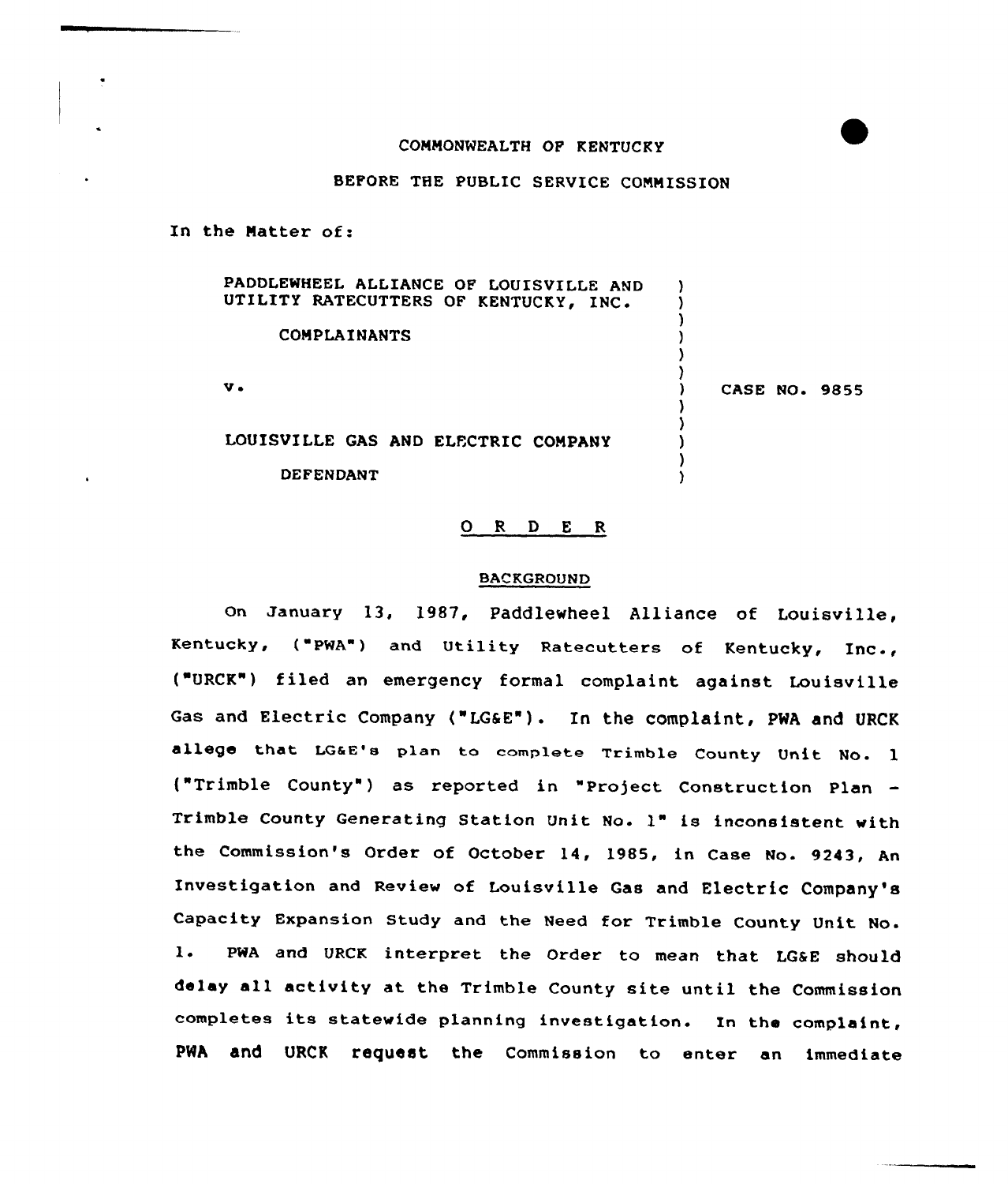COMMONWEALTH OF KENTUCKY

BEFORE THE PUBLIC SERVICE COMMISSION

In the Matter of:

PADDLEWHEEL ALLIANCE OF LOUISVILLE AND UTILITY RATECUTTERS OF KENTUCKY, INC.

COMPLAINANTS

v.

LOUISVILLE GAS AND ELECTRIC COMPANY

DEFENDANT

CASE NO. 9855

# O R D E R

## BACKGROUND

On January 13, 1987, Paddlewheel Alliance of Louisville, Kentucky, ("PWA") and Utility Ratecutters of Kentucky, Inc., ("URCK") filed an emergency formal complaint against Louisville Gas and Electric Company ("LG&E"). In the complaint, PWA and URCK allege that LG&E's plan to complete Trimble County Unit No. 1 ("Trimble County") as reported in "Project Construction Plan - Trimble County Generating Station Unit No. 1" is inconsistent with the Commission's Order of October 14, 1985, in Case No. 9243, An Investigation and Review of Louisville Gas and Electric Company's Capacity Expansion Study and the Need for Trimble County Unit No. 1. PWA and URCK interpret the Order to mean that LG&E should delay all activity at the Trimble County site until the Commission completes its statewide planning investigation. In the complaint, PWA and URCK request the Commission to enter an immediate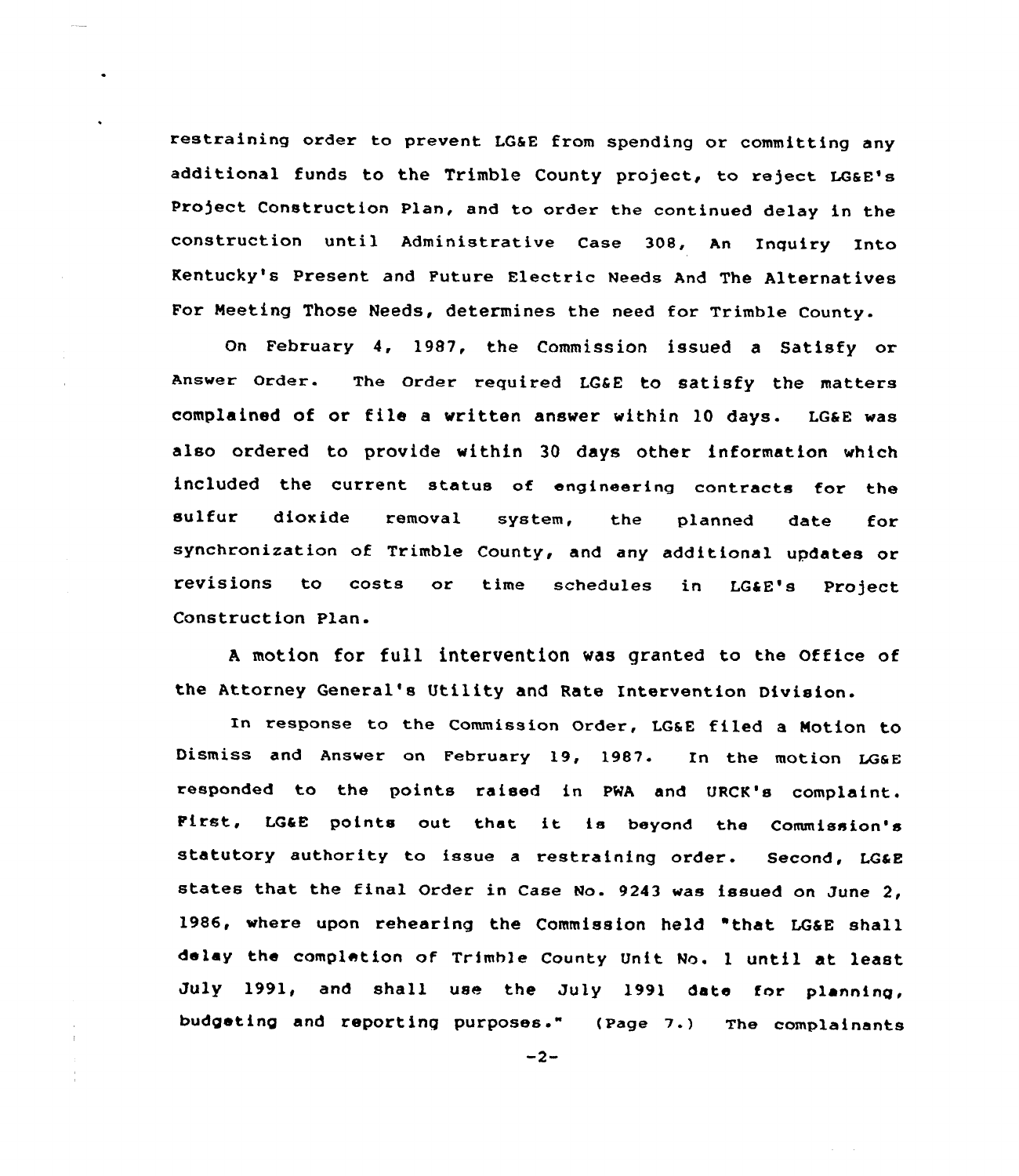restraining order to prevent LG&E from spending or committing any additional funds to the Trimble County project, to reject LG&E's Project Construction Plan, and to order the continued delay in the construction until Administrative Case 308, An Inquiry Into Kentucky's Present and Future Electric Needs And The Alternatives For Meeting Those Needs, determines the need for Trimble County.

On February 4, 1987, the Commission issued a Satisfy or Answer Order. The Order required LG&E to satisfy the matters complained of or file a written answer within 10 days. LG&E was also ordered to provide within 30 days other information which included the current status of engineering contracts for the sulfur dioxide removal system, the planned date for synchronization of Trimble County, and any additional updates or revisions to costs or time schedules in LG&E's Project Construction Plan.

A motion for full intervention was granted to the Office of the Attorney General's Utility and Rate Intervention Division.

In response to the Commission Order, LG&E filed a Motion to Dismiss and Answer on February 19, 1987. In the motion LG&E responded to the points raised in PWA and URCK's complaint. First, LG&E points out that it is beyond the Commission's statutory authority to issue a restraining order. Second, LG&E states that the final Order in Case No. 9243 was issued on June 2, 1986, where upon rehearing the Commission held "that LG&E shall delay the completion of Trimble County Unit No. 1 until at least July 1991, and shall use the July 1991 date for planning, budgeting and reporting purposes." (Page 7.) The complainants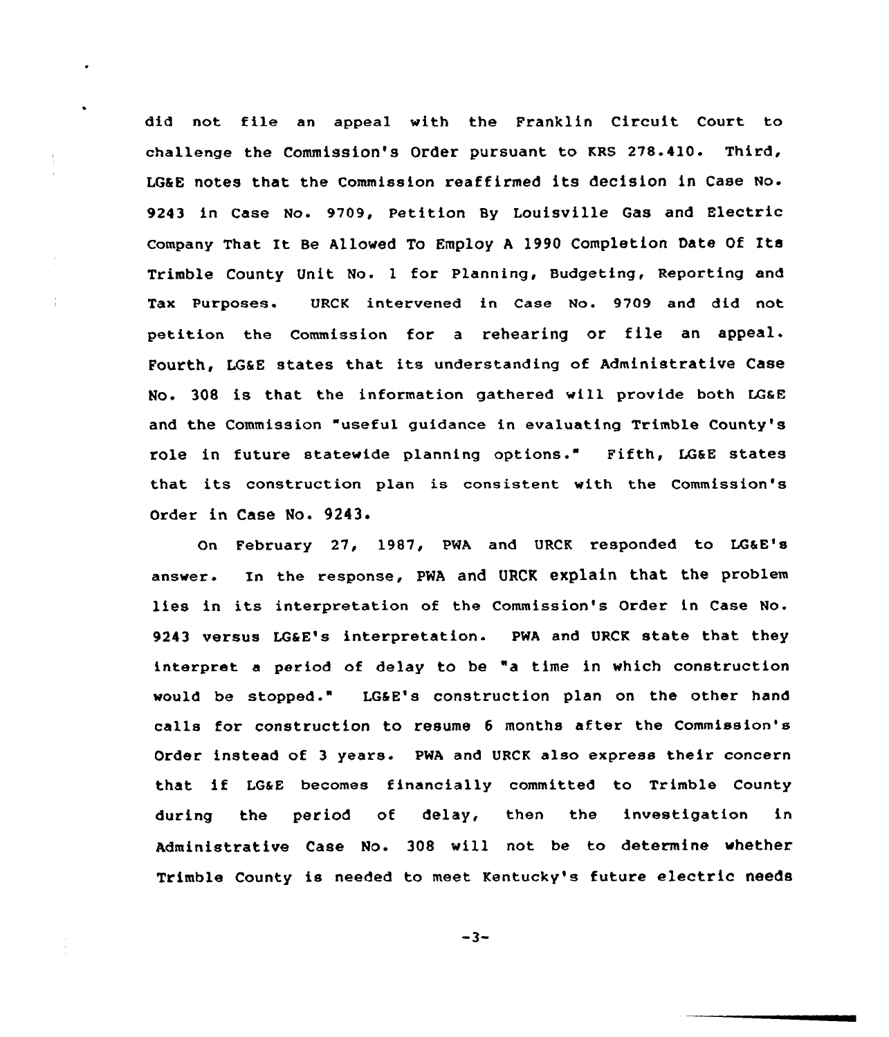did not file an appeal with the Franklin Circuit Court to challenge the Commission's Order pursuant to KRS 278.410. Third, LG&E notes that the Commission reaffirmed its decision in Case No. 9243 in Case No. 9709, Petition By Louisville Gas and Electric Company That It Be Allowed To Employ A 1990 Completion Date Of Its Trimble County Unit No. 1 for Planning, Budgeting, Reporting and Tax Purposes. URCK intervened in Case No. 9709 and did not petition the Commission for a rehearing or file an appeal. Fourth, LG&E states that its understanding of Administrative Case No. 308 is that the information gathered will provide both LG&E and the Commission "useful guidance in evaluating Trimble County's role in future statewide planning options." Fifth, LG&E states that its construction plan is consistent with the Commission's Order in Case No. 9243.

On February 27, 1987, PWA and URCK responded to LG&E's answer. In the response, PWA and URCK explain that the problem lies in its interpretation of the Commission's Order in Case No. 9243 versus LG&E's interpretation. PWA and URCK state that they interpret a period of delay to be "a time in which construction would be stopped." LG&E's construction plan on the other hand calls for construction to resume 6 months after the Commission's Order instead of 3 years. PWA and URCK also express their concern that if LG&E becomes financially committed to Trimble County during the period of delay, then the investigation in Administrative Case No. 308 will not be to determine whether Trimble County is needed to meet Kentucky's future electric needs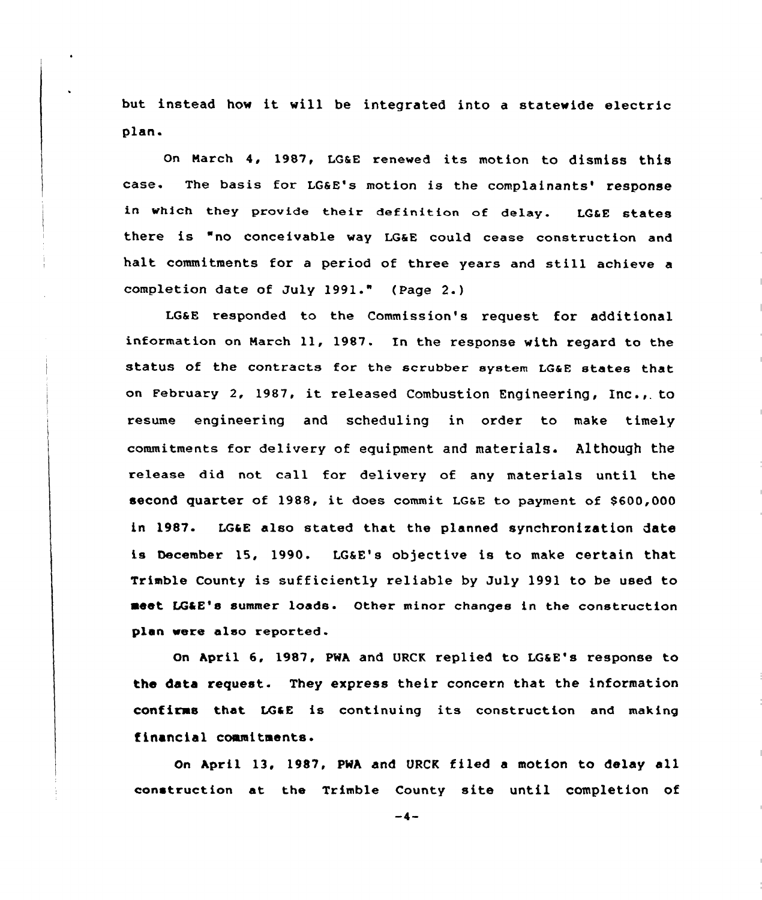but instead how it will be integrated into a statewide electric plan.

On March 4, 1987, LG&E renewed its motion to dismiss this case. The basis for LG&E's motion is the complainants' response in which they provide their definition of delay. LG&E states there is "no conceivable way LG&E could cease construction and halt commitments for a period of three years and still achieve a completion date of July 1991." (Page 2.)

LG&E responded to the Commission's request for additional information on March 11, 1987. In the response with regard to the status of the contracts for the scrubber system LG&E states that on February 2, 1987, it released Combustion Engineering, Inc., to resume engineering and scheduling in order to make timely commitments for delivery of equipment and materials. Although the release did not call for delivery of any materials until the second quarter of 1988, it does commit LG&E to payment of $600,000 in 1987. LG&E also stated that the planned synchronization date is December 15, 1990. LG&E's objective is to make certain that Trimble County is sufficiently reliable by July 1991 to be used to meet LG&E's summer loads. Other minor changes in the construction plan were also reported.

On April 6, 1987, PWA and URCK replied to LG&E's response to the data request. They express their concern that the information confirms that LG&E is continuing its construction and making financial commitments.

On April 13, 1987, PWA and URCK filed a motion to delay all construction at the Trimble County site until completion of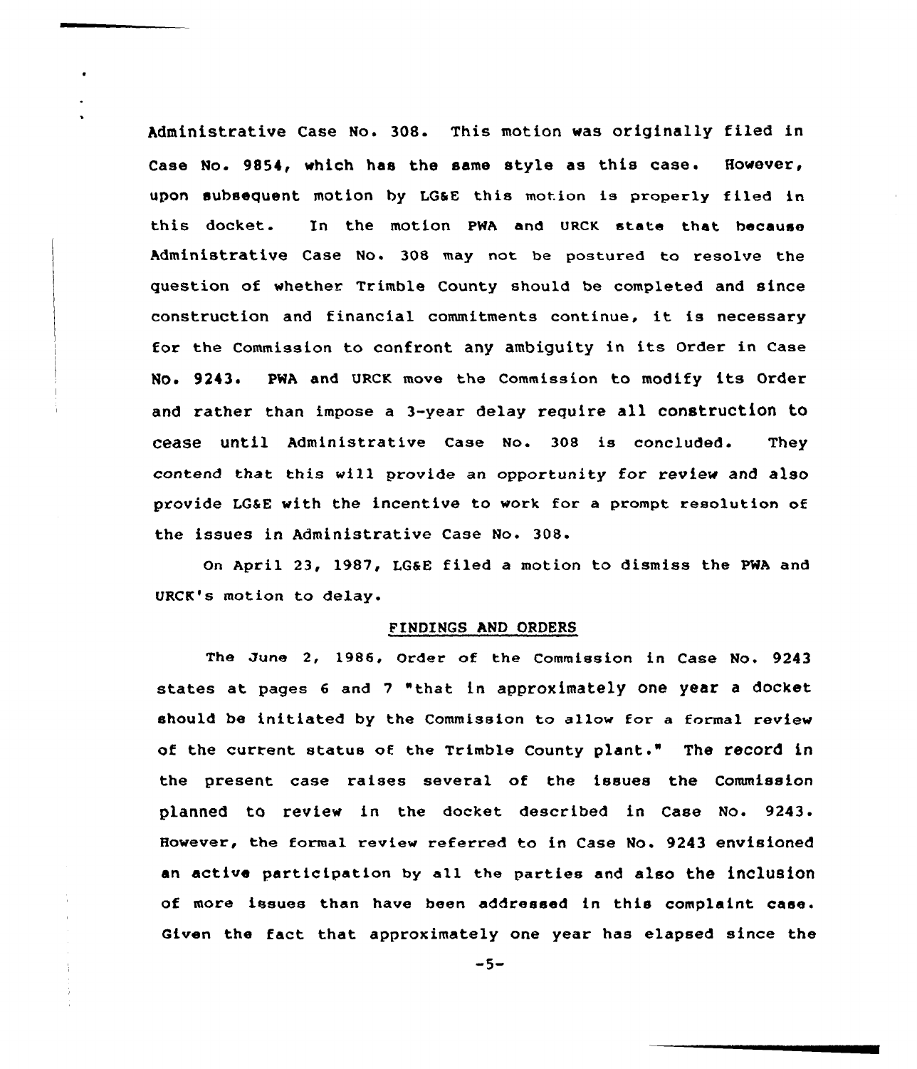Administrative Case No. 308. This motion was originally filed in Case No. 9854, which has the same style as this case. However, upon subsequent motion by LG&E this motion is properly filed in this docket. In the motion PWA and URCK state that because Administrative Case No. 308 may not be postured to resolve the question of whether Trimble County should be completed and since construction and financial commitments continue, it is necessary for the Commission to confront any ambiguity in its Order in Case No. 9243. PWA and URCK move the Commission to modify its Order and rather than impose a 3-year delay require all construction to cease until Administrative Case No. 308 is concluded. They contend that this will provide an opportunity for review and also provide LG&E with the incentive to work for a prompt resolution of the issues in Administrative Case No. 308.

On April 23, 1987, LG&E filed a motion to dismiss the PWA and URCK's motion to delay.

## FINDINGS AND ORDERS

The June 2, 1986, Order of the Commission in Case No. 9243 states at pages 6 and 7 "that in approximately one year a docket should be initiated by the Commission to allow for a formal review of the current status of the Trimble County plant." The record in the present case raises several of the issues the Commission planned to review in the docket described in Case No. 9243. However, the formal review referred to in Case No. 9243 envisioned an active participation by all the parties and also the inclusion of more issues than have been addressed in this complaint case. Given the fact that approximately one year has elapsed since the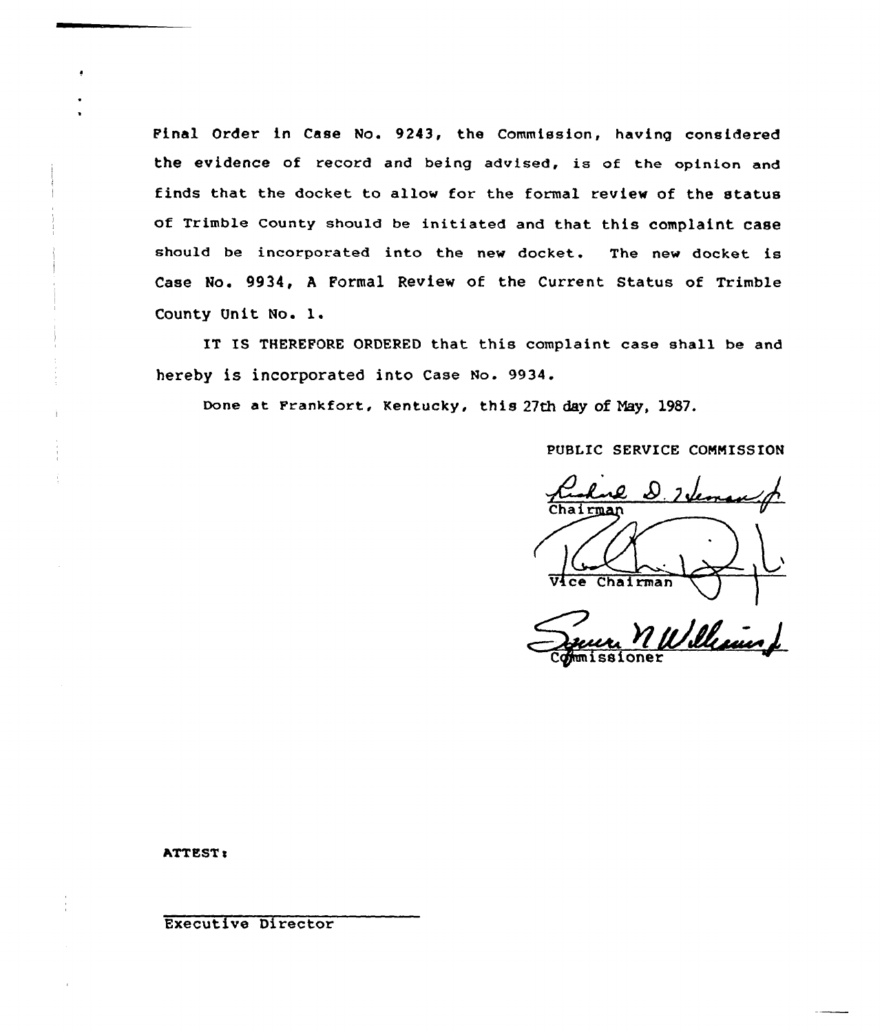Final Order in Case No. 9243, the Commission, having considered the evidence of record and being advised, is of the opinion and finds that the docket to allow for the formal review of the status of Trimble County should be initiated and that this complaint case should be incorporated into the new docket. The new docket is Case No. 9934, A Formal Review of the Current Status of Trimble County Unit No. 1.

IT IS THEREFORE ORDERED that this complaint case shall be and hereby is incorporated into Case No. 9934.

Done at Frankfort, Kentucky, this 27th day of May, 1987.

PUBLIC SERVICE COMMISSION

Chairman

Vice Chairman

Commissioner

ATTEST:

Executive Director